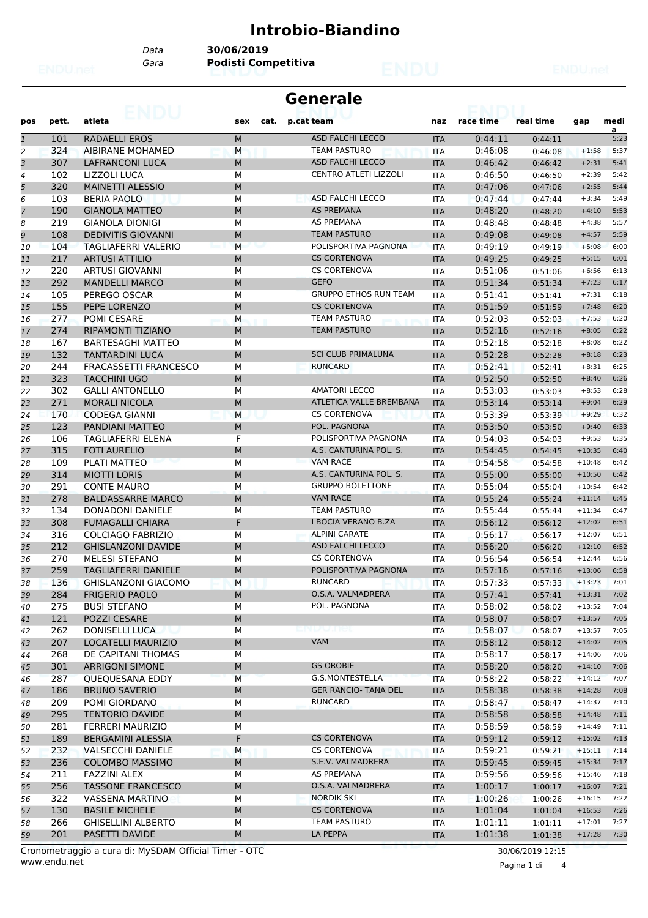# Introbio-Biandino

*Data* **30/06/2019**
*Gara* **Podisti Competitiva**

## Generale

| pos | pett. | atleta | sex | cat. | p.cat | team | naz | race time | real time | gap | media |
|---|---|---|---|---|---|---|---|---|---|---|---|
| 1 | 101 | RADAELLI EROS | M | | | ASD FALCHI LECCO | ITA | 0:44:11 | 0:44:11 | | 5:23 |
| 2 | 324 | AIBIRANE MOHAMED | M | | | TEAM PASTURO | ITA | 0:46:08 | 0:46:08 | +1:58 | 5:37 |
| 3 | 307 | LAFRANCONI LUCA | M | | | ASD FALCHI LECCO | ITA | 0:46:42 | 0:46:42 | +2:31 | 5:41 |
| 4 | 102 | LIZZOLI LUCA | M | | | CENTRO ATLETI LIZZOLI | ITA | 0:46:50 | 0:46:50 | +2:39 | 5:42 |
| 5 | 320 | MAINETTI ALESSIO | M | | | | ITA | 0:47:06 | 0:47:06 | +2:55 | 5:44 |
| 6 | 103 | BERIA PAOLO | M | | | ASD FALCHI LECCO | ITA | 0:47:44 | 0:47:44 | +3:34 | 5:49 |
| 7 | 190 | GIANOLA MATTEO | M | | | AS PREMANA | ITA | 0:48:20 | 0:48:20 | +4:10 | 5:53 |
| 8 | 219 | GIANOLA DIONIGI | M | | | AS PREMANA | ITA | 0:48:48 | 0:48:48 | +4:38 | 5:57 |
| 9 | 108 | DEDIVITIS GIOVANNI | M | | | TEAM PASTURO | ITA | 0:49:08 | 0:49:08 | +4:57 | 5:59 |
| 10 | 104 | TAGLIAFERRI VALERIO | M | | | POLISPORTIVA PAGNONA | ITA | 0:49:19 | 0:49:19 | +5:08 | 6:00 |
| 11 | 217 | ARTUSI ATTILIO | M | | | CS CORTENOVA | ITA | 0:49:25 | 0:49:25 | +5:15 | 6:01 |
| 12 | 220 | ARTUSI GIOVANNI | M | | | CS CORTENOVA | ITA | 0:51:06 | 0:51:06 | +6:56 | 6:13 |
| 13 | 292 | MANDELLI MARCO | M | | | GEFO | ITA | 0:51:34 | 0:51:34 | +7:23 | 6:17 |
| 14 | 105 | PEREGO OSCAR | M | | | GRUPPO ETHOS RUN TEAM | ITA | 0:51:41 | 0:51:41 | +7:31 | 6:18 |
| 15 | 155 | PEPE LORENZO | M | | | CS CORTENOVA | ITA | 0:51:59 | 0:51:59 | +7:48 | 6:20 |
| 16 | 277 | POMI CESARE | M | | | TEAM PASTURO | ITA | 0:52:03 | 0:52:03 | +7:53 | 6:20 |
| 17 | 274 | RIPAMONTI TIZIANO | M | | | TEAM PASTURO | ITA | 0:52:16 | 0:52:16 | +8:05 | 6:22 |
| 18 | 167 | BARTESAGHI MATTEO | M | | | | ITA | 0:52:18 | 0:52:18 | +8:08 | 6:22 |
| 19 | 132 | TANTARDINI LUCA | M | | | SCI CLUB PRIMALUNA | ITA | 0:52:28 | 0:52:28 | +8:18 | 6:23 |
| 20 | 244 | FRACASSETTI FRANCESCO | M | | | RUNCARD | ITA | 0:52:41 | 0:52:41 | +8:31 | 6:25 |
| 21 | 323 | TACCHINI UGO | M | | | | ITA | 0:52:50 | 0:52:50 | +8:40 | 6:26 |
| 22 | 302 | GALLI ANTONELLO | M | | | AMATORI LECCO | ITA | 0:53:03 | 0:53:03 | +8:53 | 6:28 |
| 23 | 271 | MORALI NICOLA | M | | | ATLETICA VALLE BREMBANA | ITA | 0:53:14 | 0:53:14 | +9:04 | 6:29 |
| 24 | 170 | CODEGA GIANNI | M | | | CS CORTENOVA | ITA | 0:53:39 | 0:53:39 | +9:29 | 6:32 |
| 25 | 123 | PANDIANI MATTEO | M | | | POL. PAGNONA | ITA | 0:53:50 | 0:53:50 | +9:40 | 6:33 |
| 26 | 106 | TAGLIAFERRI ELENA | F | | | POLISPORTIVA PAGNONA | ITA | 0:54:03 | 0:54:03 | +9:53 | 6:35 |
| 27 | 315 | FOTI AURELIO | M | | | A.S. CANTURINA POL. S. | ITA | 0:54:45 | 0:54:45 | +10:35 | 6:40 |
| 28 | 109 | PLATI MATTEO | M | | | VAM RACE | ITA | 0:54:58 | 0:54:58 | +10:48 | 6:42 |
| 29 | 314 | MIOTTI LORIS | M | | | A.S. CANTURINA POL. S. | ITA | 0:55:00 | 0:55:00 | +10:50 | 6:42 |
| 30 | 291 | CONTE MAURO | M | | | GRUPPO BOLETTONE | ITA | 0:55:04 | 0:55:04 | +10:54 | 6:42 |
| 31 | 278 | BALDASSARRE MARCO | M | | | VAM RACE | ITA | 0:55:24 | 0:55:24 | +11:14 | 6:45 |
| 32 | 134 | DONADONI DANIELE | M | | | TEAM PASTURO | ITA | 0:55:44 | 0:55:44 | +11:34 | 6:47 |
| 33 | 308 | FUMAGALLI CHIARA | F | | | I BOCIA VERANO B.ZA | ITA | 0:56:12 | 0:56:12 | +12:02 | 6:51 |
| 34 | 316 | COLCIAGO FABRIZIO | M | | | ALPINI CARATE | ITA | 0:56:17 | 0:56:17 | +12:07 | 6:51 |
| 35 | 212 | GHISLANZONI DAVIDE | M | | | ASD FALCHI LECCO | ITA | 0:56:20 | 0:56:20 | +12:10 | 6:52 |
| 36 | 270 | MELESI STEFANO | M | | | CS CORTENOVA | ITA | 0:56:54 | 0:56:54 | +12:44 | 6:56 |
| 37 | 259 | TAGLIAFERRI DANIELE | M | | | POLISPORTIVA PAGNONA | ITA | 0:57:16 | 0:57:16 | +13:06 | 6:58 |
| 38 | 136 | GHISLANZONI GIACOMO | M | | | RUNCARD | ITA | 0:57:33 | 0:57:33 | +13:23 | 7:01 |
| 39 | 284 | FRIGERIO PAOLO | M | | | O.S.A. VALMADRERA | ITA | 0:57:41 | 0:57:41 | +13:31 | 7:02 |
| 40 | 275 | BUSI STEFANO | M | | | POL. PAGNONA | ITA | 0:58:02 | 0:58:02 | +13:52 | 7:04 |
| 41 | 121 | POZZI CESARE | M | | | | ITA | 0:58:07 | 0:58:07 | +13:57 | 7:05 |
| 42 | 262 | DONISELLI LUCA | M | | | | ITA | 0:58:07 | 0:58:07 | +13:57 | 7:05 |
| 43 | 207 | LOCATELLI MAURIZIO | M | | | VAM | ITA | 0:58:12 | 0:58:12 | +14:02 | 7:05 |
| 44 | 268 | DE CAPITANI THOMAS | M | | | | ITA | 0:58:17 | 0:58:17 | +14:06 | 7:06 |
| 45 | 301 | ARRIGONI SIMONE | M | | | GS OROBIE | ITA | 0:58:20 | 0:58:20 | +14:10 | 7:06 |
| 46 | 287 | QUEQUESANA EDDY | M | | | G.S.MONTESTELLA | ITA | 0:58:22 | 0:58:22 | +14:12 | 7:07 |
| 47 | 186 | BRUNO SAVERIO | M | | | GER RANCIO- TANA DEL | ITA | 0:58:38 | 0:58:38 | +14:28 | 7:08 |
| 48 | 209 | POMI GIORDANO | M | | | RUNCARD | ITA | 0:58:47 | 0:58:47 | +14:37 | 7:10 |
| 49 | 295 | TENTORIO DAVIDE | M | | | | ITA | 0:58:58 | 0:58:58 | +14:48 | 7:11 |
| 50 | 281 | FERRERI MAURIZIO | M | | | | ITA | 0:58:59 | 0:58:59 | +14:49 | 7:11 |
| 51 | 189 | BERGAMINI ALESSIA | F | | | CS CORTENOVA | ITA | 0:59:12 | 0:59:12 | +15:02 | 7:13 |
| 52 | 232 | VALSECCHI DANIELE | M | | | CS CORTENOVA | ITA | 0:59:21 | 0:59:21 | +15:11 | 7:14 |
| 53 | 236 | COLOMBO MASSIMO | M | | | S.E.V. VALMADRERA | ITA | 0:59:45 | 0:59:45 | +15:34 | 7:17 |
| 54 | 211 | FAZZINI ALEX | M | | | AS PREMANA | ITA | 0:59:56 | 0:59:56 | +15:46 | 7:18 |
| 55 | 256 | TASSONE FRANCESCO | M | | | O.S.A. VALMADRERA | ITA | 1:00:17 | 1:00:17 | +16:07 | 7:21 |
| 56 | 322 | VASSENA MARTINO | M | | | NORDIK SKI | ITA | 1:00:26 | 1:00:26 | +16:15 | 7:22 |
| 57 | 130 | BASILE MICHELE | M | | | CS CORTENOVA | ITA | 1:01:04 | 1:01:04 | +16:53 | 7:26 |
| 58 | 266 | GHISELLINI ALBERTO | M | | | TEAM PASTURO | ITA | 1:01:11 | 1:01:11 | +17:01 | 7:27 |
| 59 | 201 | PASETTI DAVIDE | M | | | LA PEPPA | ITA | 1:01:38 | 1:01:38 | +17:28 | 7:30 |

Cronometraggio a cura di: MySDAM Official Timer - OTC
www.endu.net

30/06/2019 12:15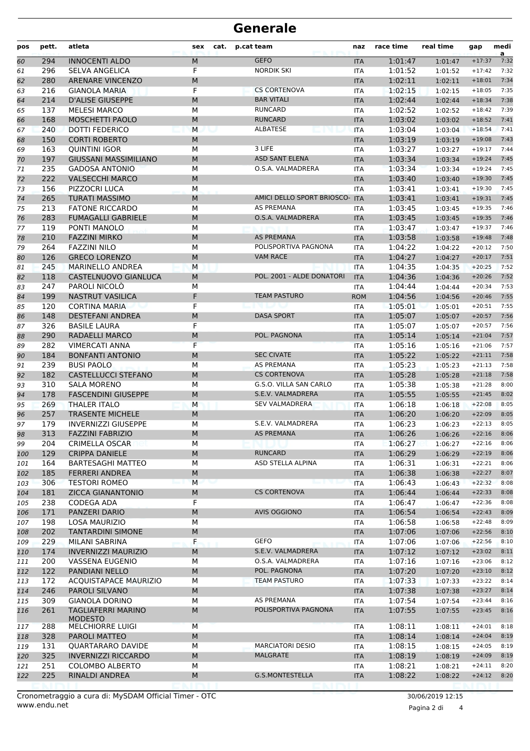# Generale

| pos | pett. | atleta | sex | cat. | p.cat | team | naz | race time | real time | gap | media |
|---|---|---|---|---|---|---|---|---|---|---|---|
| 60 | 294 | INNOCENTI ALDO | M | | | GEFO | ITA | 1:01:47 | 1:01:47 | +17:37 | 7:32 |
| 61 | 296 | SELVA ANGELICA | F | | | NORDIK SKI | ITA | 1:01:52 | 1:01:52 | +17:42 | 7:32 |
| 62 | 280 | ARENARE VINCENZO | M | | | | ITA | 1:02:11 | 1:02:11 | +18:01 | 7:34 |
| 63 | 216 | GIANOLA MARIA | F | | | CS CORTENOVA | ITA | 1:02:15 | 1:02:15 | +18:05 | 7:35 |
| 64 | 214 | D'ALISE GIUSEPPE | M | | | BAR VITALI | ITA | 1:02:44 | 1:02:44 | +18:34 | 7:38 |
| 65 | 137 | MELESI MARCO | M | | | RUNCARD | ITA | 1:02:52 | 1:02:52 | +18:42 | 7:39 |
| 66 | 168 | MOSCHETTI PAOLO | M | | | RUNCARD | ITA | 1:03:02 | 1:03:02 | +18:52 | 7:41 |
| 67 | 240 | DOTTI FEDERICO | M | | | ALBATESE | ITA | 1:03:04 | 1:03:04 | +18:54 | 7:41 |
| 68 | 150 | CORTI ROBERTO | M | | | | ITA | 1:03:19 | 1:03:19 | +19:08 | 7:43 |
| 69 | 163 | QUINTINI IGOR | M | | | 3 LIFE | ITA | 1:03:27 | 1:03:27 | +19:17 | 7:44 |
| 70 | 197 | GIUSSANI MASSIMILIANO | M | | | ASD SANT ELENA | ITA | 1:03:34 | 1:03:34 | +19:24 | 7:45 |
| 71 | 235 | GADOSA ANTONIO | M | | | O.S.A. VALMADRERA | ITA | 1:03:34 | 1:03:34 | +19:24 | 7:45 |
| 72 | 222 | VALSECCHI MARCO | M | | | | ITA | 1:03:40 | 1:03:40 | +19:30 | 7:45 |
| 73 | 156 | PIZZOCRI LUCA | M | | | | ITA | 1:03:41 | 1:03:41 | +19:30 | 7:45 |
| 74 | 265 | TURATI MASSIMO | M | | | AMICI DELLO SPORT BRIOSCO- | ITA | 1:03:41 | 1:03:41 | +19:31 | 7:45 |
| 75 | 213 | FATONE RICCARDO | M | | | AS PREMANA | ITA | 1:03:45 | 1:03:45 | +19:35 | 7:46 |
| 76 | 283 | FUMAGALLI GABRIELE | M | | | O.S.A. VALMADRERA | ITA | 1:03:45 | 1:03:45 | +19:35 | 7:46 |
| 77 | 119 | PONTI MANOLO | M | | | | ITA | 1:03:47 | 1:03:47 | +19:37 | 7:46 |
| 78 | 210 | FAZZINI MIRKO | M | | | AS PREMANA | ITA | 1:03:58 | 1:03:58 | +19:48 | 7:48 |
| 79 | 264 | FAZZINI NILO | M | | | POLISPORTIVA PAGNONA | ITA | 1:04:22 | 1:04:22 | +20:12 | 7:50 |
| 80 | 126 | GRECO LORENZO | M | | | VAM RACE | ITA | 1:04:27 | 1:04:27 | +20:17 | 7:51 |
| 81 | 245 | MARINELLO ANDREA | M | | | | ITA | 1:04:35 | 1:04:35 | +20:25 | 7:52 |
| 82 | 118 | CASTELNUOVO GIANLUCA | M | | | POL. 2001 - ALDE DONATORI | ITA | 1:04:36 | 1:04:36 | +20:26 | 7:52 |
| 83 | 247 | PAROLI NICOLÒ | M | | | | ITA | 1:04:44 | 1:04:44 | +20:34 | 7:53 |
| 84 | 199 | NASTRUT VASILICA | F | | | TEAM PASTURO | ROM | 1:04:56 | 1:04:56 | +20:46 | 7:55 |
| 85 | 120 | CORTINA MARIA | F | | | | ITA | 1:05:01 | 1:05:01 | +20:51 | 7:55 |
| 86 | 148 | DESTEFANI ANDREA | M | | | DASA SPORT | ITA | 1:05:07 | 1:05:07 | +20:57 | 7:56 |
| 87 | 326 | BASILE LAURA | F | | | | ITA | 1:05:07 | 1:05:07 | +20:57 | 7:56 |
| 88 | 290 | RADAELLI MARCO | M | | | POL. PAGNONA | ITA | 1:05:14 | 1:05:14 | +21:04 | 7:57 |
| 89 | 282 | VIMERCATI ANNA | F | | | | ITA | 1:05:16 | 1:05:16 | +21:06 | 7:57 |
| 90 | 184 | BONFANTI ANTONIO | M | | | SEC CIVATE | ITA | 1:05:22 | 1:05:22 | +21:11 | 7:58 |
| 91 | 239 | BUSI PAOLO | M | | | AS PREMANA | ITA | 1:05:23 | 1:05:23 | +21:13 | 7:58 |
| 92 | 182 | CASTELLUCCI STEFANO | M | | | CS CORTENOVA | ITA | 1:05:28 | 1:05:28 | +21:18 | 7:58 |
| 93 | 310 | SALA MORENO | M | | | G.S.O. VILLA SAN CARLO | ITA | 1:05:38 | 1:05:38 | +21:28 | 8:00 |
| 94 | 178 | FASCENDINI GIUSEPPE | M | | | S.E.V. VALMADRERA | ITA | 1:05:55 | 1:05:55 | +21:45 | 8:02 |
| 95 | 269 | THALER ITALO | M | | | SEV VALMADRERA | ITA | 1:06:18 | 1:06:18 | +22:08 | 8:05 |
| 96 | 257 | TRASENTE MICHELE | M | | | | ITA | 1:06:20 | 1:06:20 | +22:09 | 8:05 |
| 97 | 179 | INVERNIZZI GIUSEPPE | M | | | S.E.V. VALMADRERA | ITA | 1:06:23 | 1:06:23 | +22:13 | 8:05 |
| 98 | 313 | FAZZINI FABRIZIO | M | | | AS PREMANA | ITA | 1:06:26 | 1:06:26 | +22:16 | 8:06 |
| 99 | 204 | CRIMELLA OSCAR | M | | | | ITA | 1:06:27 | 1:06:27 | +22:16 | 8:06 |
| 100 | 129 | CRIPPA DANIELE | M | | | RUNCARD | ITA | 1:06:29 | 1:06:29 | +22:19 | 8:06 |
| 101 | 164 | BARTESAGHI MATTEO | M | | | ASD STELLA ALPINA | ITA | 1:06:31 | 1:06:31 | +22:21 | 8:06 |
| 102 | 185 | FERRERI ANDREA | M | | | | ITA | 1:06:38 | 1:06:38 | +22:27 | 8:07 |
| 103 | 306 | TESTORI ROMEO | M | | | | ITA | 1:06:43 | 1:06:43 | +22:32 | 8:08 |
| 104 | 181 | ZICCA GIANANTONIO | M | | | CS CORTENOVA | ITA | 1:06:44 | 1:06:44 | +22:33 | 8:08 |
| 105 | 238 | CODEGA ADA | F | | | | ITA | 1:06:47 | 1:06:47 | +22:36 | 8:08 |
| 106 | 171 | PANZERI DARIO | M | | | AVIS OGGIONO | ITA | 1:06:54 | 1:06:54 | +22:43 | 8:09 |
| 107 | 198 | LOSA MAURIZIO | M | | | | ITA | 1:06:58 | 1:06:58 | +22:48 | 8:09 |
| 108 | 202 | TANTARDINI SIMONE | M | | | | ITA | 1:07:06 | 1:07:06 | +22:56 | 8:10 |
| 109 | 229 | MILANI SABRINA | F | | | GEFO | ITA | 1:07:06 | 1:07:06 | +22:56 | 8:10 |
| 110 | 174 | INVERNIZZI MAURIZIO | M | | | S.E.V. VALMADRERA | ITA | 1:07:12 | 1:07:12 | +23:02 | 8:11 |
| 111 | 200 | VASSENA EUGENIO | M | | | O.S.A. VALMADRERA | ITA | 1:07:16 | 1:07:16 | +23:06 | 8:12 |
| 112 | 122 | PANDIANI NELLO | M | | | POL. PAGNONA | ITA | 1:07:20 | 1:07:20 | +23:10 | 8:12 |
| 113 | 172 | ACQUISTAPACE MAURIZIO | M | | | TEAM PASTURO | ITA | 1:07:33 | 1:07:33 | +23:22 | 8:14 |
| 114 | 246 | PAROLI SILVANO | M | | | | ITA | 1:07:38 | 1:07:38 | +23:27 | 8:14 |
| 115 | 309 | GIANOLA DORINO | M | | | AS PREMANA | ITA | 1:07:54 | 1:07:54 | +23:44 | 8:16 |
| 116 | 261 | TAGLIAFERRI MARINO MODESTO | M | | | POLISPORTIVA PAGNONA | ITA | 1:07:55 | 1:07:55 | +23:45 | 8:16 |
| 117 | 288 | MELCHIORRE LUIGI | M | | | | ITA | 1:08:11 | 1:08:11 | +24:01 | 8:18 |
| 118 | 328 | PAROLI MATTEO | M | | | | ITA | 1:08:14 | 1:08:14 | +24:04 | 8:19 |
| 119 | 131 | QUARTARARO DAVIDE | M | | | MARCIATORI DESIO | ITA | 1:08:15 | 1:08:15 | +24:05 | 8:19 |
| 120 | 325 | INVERNIZZI RICCARDO | M | | | MALGRATE | ITA | 1:08:19 | 1:08:19 | +24:09 | 8:19 |
| 121 | 251 | COLOMBO ALBERTO | M | | | | ITA | 1:08:21 | 1:08:21 | +24:11 | 8:20 |
| 122 | 225 | RINALDI ANDREA | M | | | G.S.MONTESTELLA | ITA | 1:08:22 | 1:08:22 | +24:12 | 8:20 |

Cronometraggio a cura di: MySDAM Official Timer - OTC
www.endu.net

30/06/2019 12:15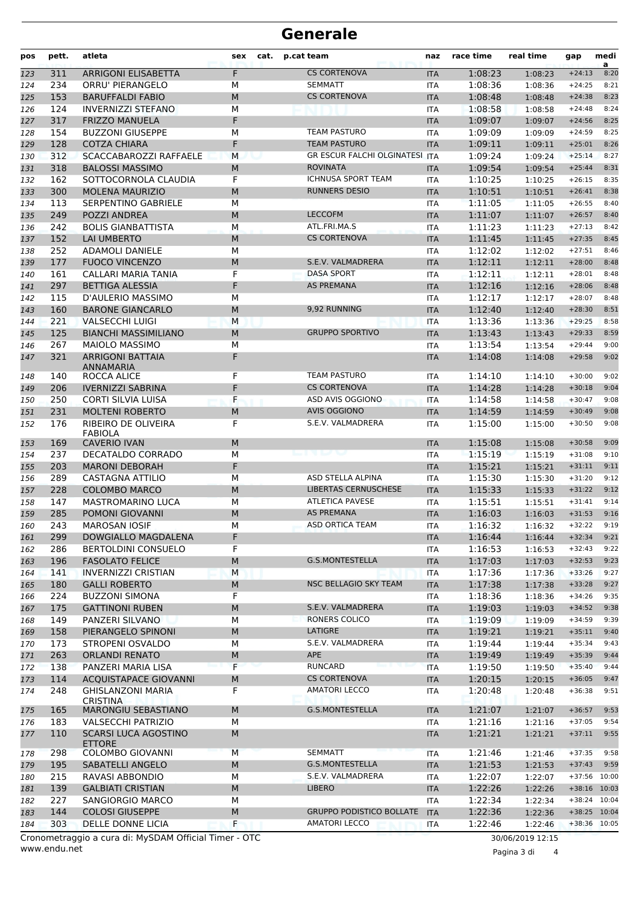# Generale

| pos | pett. | atleta | sex | cat. | p.cat | team | naz | race time | real time | gap | media |
|---|---|---|---|---|---|---|---|---|---|---|---|
| 123 | 311 | ARRIGONI ELISABETTA | F | | | CS CORTENOVA | ITA | 1:08:23 | 1:08:23 | +24:13 | 8:20 |
| 124 | 234 | ORRU' PIERANGELO | M | | | SEMMATT | ITA | 1:08:36 | 1:08:36 | +24:25 | 8:21 |
| 125 | 153 | BARUFFALDI FABIO | M | | | CS CORTENOVA | ITA | 1:08:48 | 1:08:48 | +24:38 | 8:23 |
| 126 | 124 | INVERNIZZI STEFANO | M | | | | ITA | 1:08:58 | 1:08:58 | +24:48 | 8:24 |
| 127 | 317 | FRIZZO MANUELA | F | | | | ITA | 1:09:07 | 1:09:07 | +24:56 | 8:25 |
| 128 | 154 | BUZZONI GIUSEPPE | M | | | TEAM PASTURO | ITA | 1:09:09 | 1:09:09 | +24:59 | 8:25 |
| 129 | 128 | COTZA CHIARA | F | | | TEAM PASTURO | ITA | 1:09:11 | 1:09:11 | +25:01 | 8:26 |
| 130 | 312 | SCACCABAROZZI RAFFAELE | M | | | GR ESCUR FALCHI OLGINATESI | ITA | 1:09:24 | 1:09:24 | +25:14 | 8:27 |
| 131 | 318 | BALOSSI MASSIMO | M | | | ROVINATA | ITA | 1:09:54 | 1:09:54 | +25:44 | 8:31 |
| 132 | 162 | SOTTOCORNOLA CLAUDIA | F | | | ICHNUSA SPORT TEAM | ITA | 1:10:25 | 1:10:25 | +26:15 | 8:35 |
| 133 | 300 | MOLENA MAURIZIO | M | | | RUNNERS DESIO | ITA | 1:10:51 | 1:10:51 | +26:41 | 8:38 |
| 134 | 113 | SERPENTINO GABRIELE | M | | | | ITA | 1:11:05 | 1:11:05 | +26:55 | 8:40 |
| 135 | 249 | POZZI ANDREA | M | | | LECCOFM | ITA | 1:11:07 | 1:11:07 | +26:57 | 8:40 |
| 136 | 242 | BOLIS GIANBATTISTA | M | | | ATL.FRI.MA.S | ITA | 1:11:23 | 1:11:23 | +27:13 | 8:42 |
| 137 | 152 | LAI UMBERTO | M | | | CS CORTENOVA | ITA | 1:11:45 | 1:11:45 | +27:35 | 8:45 |
| 138 | 252 | ADAMOLI DANIELE | M | | | | ITA | 1:12:02 | 1:12:02 | +27:51 | 8:46 |
| 139 | 177 | FUOCO VINCENZO | M | | | S.E.V. VALMADRERA | ITA | 1:12:11 | 1:12:11 | +28:00 | 8:48 |
| 140 | 161 | CALLARI MARIA TANIA | F | | | DASA SPORT | ITA | 1:12:11 | 1:12:11 | +28:01 | 8:48 |
| 141 | 297 | BETTIGA ALESSIA | F | | | AS PREMANA | ITA | 1:12:16 | 1:12:16 | +28:06 | 8:48 |
| 142 | 115 | D'AULERIO MASSIMO | M | | | | ITA | 1:12:17 | 1:12:17 | +28:07 | 8:48 |
| 143 | 160 | BARONE GIANCARLO | M | | | 9,92 RUNNING | ITA | 1:12:40 | 1:12:40 | +28:30 | 8:51 |
| 144 | 221 | VALSECCHI LUIGI | M | | | | ITA | 1:13:36 | 1:13:36 | +29:25 | 8:58 |
| 145 | 125 | BIANCHI MASSIMILIANO | M | | | GRUPPO SPORTIVO | ITA | 1:13:43 | 1:13:43 | +29:33 | 8:59 |
| 146 | 267 | MAIOLO MASSIMO | M | | | | ITA | 1:13:54 | 1:13:54 | +29:44 | 9:00 |
| 147 | 321 | ARRIGONI BATTAIA ANNAMARIA | F | | | | ITA | 1:14:08 | 1:14:08 | +29:58 | 9:02 |
| 148 | 140 | ROCCA ALICE | F | | | TEAM PASTURO | ITA | 1:14:10 | 1:14:10 | +30:00 | 9:02 |
| 149 | 206 | IVERNIZZI SABRINA | F | | | CS CORTENOVA | ITA | 1:14:28 | 1:14:28 | +30:18 | 9:04 |
| 150 | 250 | CORTI SILVIA LUISA | F | | | ASD AVIS OGGIONO | ITA | 1:14:58 | 1:14:58 | +30:47 | 9:08 |
| 151 | 231 | MOLTENI ROBERTO | M | | | AVIS OGGIONO | ITA | 1:14:59 | 1:14:59 | +30:49 | 9:08 |
| 152 | 176 | RIBEIRO DE OLIVEIRA FABIOLA | F | | | S.E.V. VALMADRERA | ITA | 1:15:00 | 1:15:00 | +30:50 | 9:08 |
| 153 | 169 | CAVERIO IVAN | M | | | | ITA | 1:15:08 | 1:15:08 | +30:58 | 9:09 |
| 154 | 237 | DECATALDO CORRADO | M | | | | ITA | 1:15:19 | 1:15:19 | +31:08 | 9:10 |
| 155 | 203 | MARONI DEBORAH | F | | | | ITA | 1:15:21 | 1:15:21 | +31:11 | 9:11 |
| 156 | 289 | CASTAGNA ATTILIO | M | | | ASD STELLA ALPINA | ITA | 1:15:30 | 1:15:30 | +31:20 | 9:12 |
| 157 | 228 | COLOMBO MARCO | M | | | LIBERTAS CERNUSCHESE | ITA | 1:15:33 | 1:15:33 | +31:22 | 9:12 |
| 158 | 147 | MASTROMARINO LUCA | M | | | ATLETICA PAVESE | ITA | 1:15:51 | 1:15:51 | +31:41 | 9:14 |
| 159 | 285 | POMONI GIOVANNI | M | | | AS PREMANA | ITA | 1:16:03 | 1:16:03 | +31:53 | 9:16 |
| 160 | 243 | MAROSAN IOSIF | M | | | ASD ORTICA TEAM | ITA | 1:16:32 | 1:16:32 | +32:22 | 9:19 |
| 161 | 299 | DOWGIALLO MAGDALENA | F | | | | ITA | 1:16:44 | 1:16:44 | +32:34 | 9:21 |
| 162 | 286 | BERTOLDINI CONSUELO | F | | | | ITA | 1:16:53 | 1:16:53 | +32:43 | 9:22 |
| 163 | 196 | FASOLATO FELICE | M | | | G.S.MONTESTELLA | ITA | 1:17:03 | 1:17:03 | +32:53 | 9:23 |
| 164 | 141 | INVERNIZZI CRISTIAN | M | | | | ITA | 1:17:36 | 1:17:36 | +33:26 | 9:27 |
| 165 | 180 | GALLI ROBERTO | M | | | NSC BELLAGIO SKY TEAM | ITA | 1:17:38 | 1:17:38 | +33:28 | 9:27 |
| 166 | 224 | BUZZONI SIMONA | F | | | | ITA | 1:18:36 | 1:18:36 | +34:26 | 9:35 |
| 167 | 175 | GATTINONI RUBEN | M | | | S.E.V. VALMADRERA | ITA | 1:19:03 | 1:19:03 | +34:52 | 9:38 |
| 168 | 149 | PANZERI SILVANO | M | | | RONERS COLICO | ITA | 1:19:09 | 1:19:09 | +34:59 | 9:39 |
| 169 | 158 | PIERANGELO SPINONI | M | | | LATIGRE | ITA | 1:19:21 | 1:19:21 | +35:11 | 9:40 |
| 170 | 173 | STROPENI OSVALDO | M | | | S.E.V. VALMADRERA | ITA | 1:19:44 | 1:19:44 | +35:34 | 9:43 |
| 171 | 263 | ORLANDI RENATO | M | | | APE | ITA | 1:19:49 | 1:19:49 | +35:39 | 9:44 |
| 172 | 138 | PANZERI MARIA LISA | F | | | RUNCARD | ITA | 1:19:50 | 1:19:50 | +35:40 | 9:44 |
| 173 | 114 | ACQUISTAPACE GIOVANNI | M | | | CS CORTENOVA | ITA | 1:20:15 | 1:20:15 | +36:05 | 9:47 |
| 174 | 248 | GHISLANZONI MARIA CRISTINA | F | | | AMATORI LECCO | ITA | 1:20:48 | 1:20:48 | +36:38 | 9:51 |
| 175 | 165 | MARONGIU SEBASTIANO | M | | | G.S.MONTESTELLA | ITA | 1:21:07 | 1:21:07 | +36:57 | 9:53 |
| 176 | 183 | VALSECCHI PATRIZIO | M | | | | ITA | 1:21:16 | 1:21:16 | +37:05 | 9:54 |
| 177 | 110 | SCARSI LUCA AGOSTINO ETTORE | M | | | | ITA | 1:21:21 | 1:21:21 | +37:11 | 9:55 |
| 178 | 298 | COLOMBO GIOVANNI | M | | | SEMMATT | ITA | 1:21:46 | 1:21:46 | +37:35 | 9:58 |
| 179 | 195 | SABATELLI ANGELO | M | | | G.S.MONTESTELLA | ITA | 1:21:53 | 1:21:53 | +37:43 | 9:59 |
| 180 | 215 | RAVASI ABBONDIO | M | | | S.E.V. VALMADRERA | ITA | 1:22:07 | 1:22:07 | +37:56 | 10:00 |
| 181 | 139 | GALBIATI CRISTIAN | M | | | LIBERO | ITA | 1:22:26 | 1:22:26 | +38:16 | 10:03 |
| 182 | 227 | SANGIORGIO MARCO | M | | | | ITA | 1:22:34 | 1:22:34 | +38:24 | 10:04 |
| 183 | 144 | COLOSI GIUSEPPE | M | | | GRUPPO PODISTICO BOLLATE | ITA | 1:22:36 | 1:22:36 | +38:25 | 10:04 |
| 184 | 303 | DELLE DONNE LICIA | F | | | AMATORI LECCO | ITA | 1:22:46 | 1:22:46 | +38:36 | 10:05 |

Cronometraggio a cura di: MySDAM Official Timer - OTC
www.endu.net

30/06/2019 12:15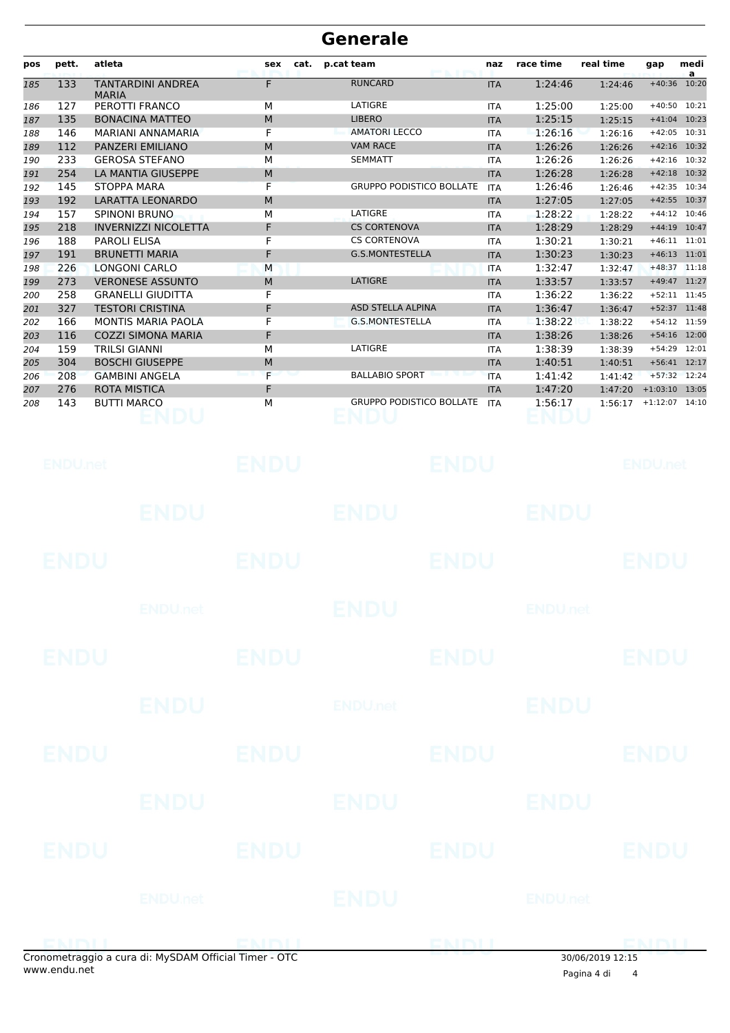# Generale

| pos | pett. | atleta | sex | cat. | p.cat | team | naz | race time | real time | gap | media |
|---|---|---|---|---|---|---|---|---|---|---|---|
| 185 | 133 | TANTARDINI ANDREA MARIA | F | | | RUNCARD | ITA | 1:24:46 | 1:24:46 | +40:36 | 10:20 |
| 186 | 127 | PEROTTI FRANCO | M | | | LATIGRE | ITA | 1:25:00 | 1:25:00 | +40:50 | 10:21 |
| 187 | 135 | BONACINA MATTEO | M | | | LIBERO | ITA | 1:25:15 | 1:25:15 | +41:04 | 10:23 |
| 188 | 146 | MARIANI ANNAMARIA | F | | | AMATORI LECCO | ITA | 1:26:16 | 1:26:16 | +42:05 | 10:31 |
| 189 | 112 | PANZERI EMILIANO | M | | | VAM RACE | ITA | 1:26:26 | 1:26:26 | +42:16 | 10:32 |
| 190 | 233 | GEROSA STEFANO | M | | | SEMMATT | ITA | 1:26:26 | 1:26:26 | +42:16 | 10:32 |
| 191 | 254 | LA MANTIA GIUSEPPE | M | | | | ITA | 1:26:28 | 1:26:28 | +42:18 | 10:32 |
| 192 | 145 | STOPPA MARA | F | | | GRUPPO PODISTICO BOLLATE | ITA | 1:26:46 | 1:26:46 | +42:35 | 10:34 |
| 193 | 192 | LARATTA LEONARDO | M | | | | ITA | 1:27:05 | 1:27:05 | +42:55 | 10:37 |
| 194 | 157 | SPINONI BRUNO | M | | | LATIGRE | ITA | 1:28:22 | 1:28:22 | +44:12 | 10:46 |
| 195 | 218 | INVERNIZZI NICOLETTA | F | | | CS CORTENOVA | ITA | 1:28:29 | 1:28:29 | +44:19 | 10:47 |
| 196 | 188 | PAROLI ELISA | F | | | CS CORTENOVA | ITA | 1:30:21 | 1:30:21 | +46:11 | 11:01 |
| 197 | 191 | BRUNETTI MARIA | F | | | G.S.MONTESTELLA | ITA | 1:30:23 | 1:30:23 | +46:13 | 11:01 |
| 198 | 226 | LONGONI CARLO | M | | | | ITA | 1:32:47 | 1:32:47 | +48:37 | 11:18 |
| 199 | 273 | VERONESE ASSUNTO | M | | | LATIGRE | ITA | 1:33:57 | 1:33:57 | +49:47 | 11:27 |
| 200 | 258 | GRANELLI GIUDITTA | F | | | | ITA | 1:36:22 | 1:36:22 | +52:11 | 11:45 |
| 201 | 327 | TESTORI CRISTINA | F | | | ASD STELLA ALPINA | ITA | 1:36:47 | 1:36:47 | +52:37 | 11:48 |
| 202 | 166 | MONTIS MARIA PAOLA | F | | | G.S.MONTESTELLA | ITA | 1:38:22 | 1:38:22 | +54:12 | 11:59 |
| 203 | 116 | COZZI SIMONA MARIA | F | | | | ITA | 1:38:26 | 1:38:26 | +54:16 | 12:00 |
| 204 | 159 | TRILSI GIANNI | M | | | LATIGRE | ITA | 1:38:39 | 1:38:39 | +54:29 | 12:01 |
| 205 | 304 | BOSCHI GIUSEPPE | M | | | | ITA | 1:40:51 | 1:40:51 | +56:41 | 12:17 |
| 206 | 208 | GAMBINI ANGELA | F | | | BALLABIO SPORT | ITA | 1:41:42 | 1:41:42 | +57:32 | 12:24 |
| 207 | 276 | ROTA MISTICA | F | | | | ITA | 1:47:20 | 1:47:20 | +1:03:10 | 13:05 |
| 208 | 143 | BUTTI MARCO | M | | | GRUPPO PODISTICO BOLLATE | ITA | 1:56:17 | 1:56:17 | +1:12:07 | 14:10 |

Cronometraggio a cura di: MySDAM Official Timer - OTC
www.endu.net

30/06/2019 12:15